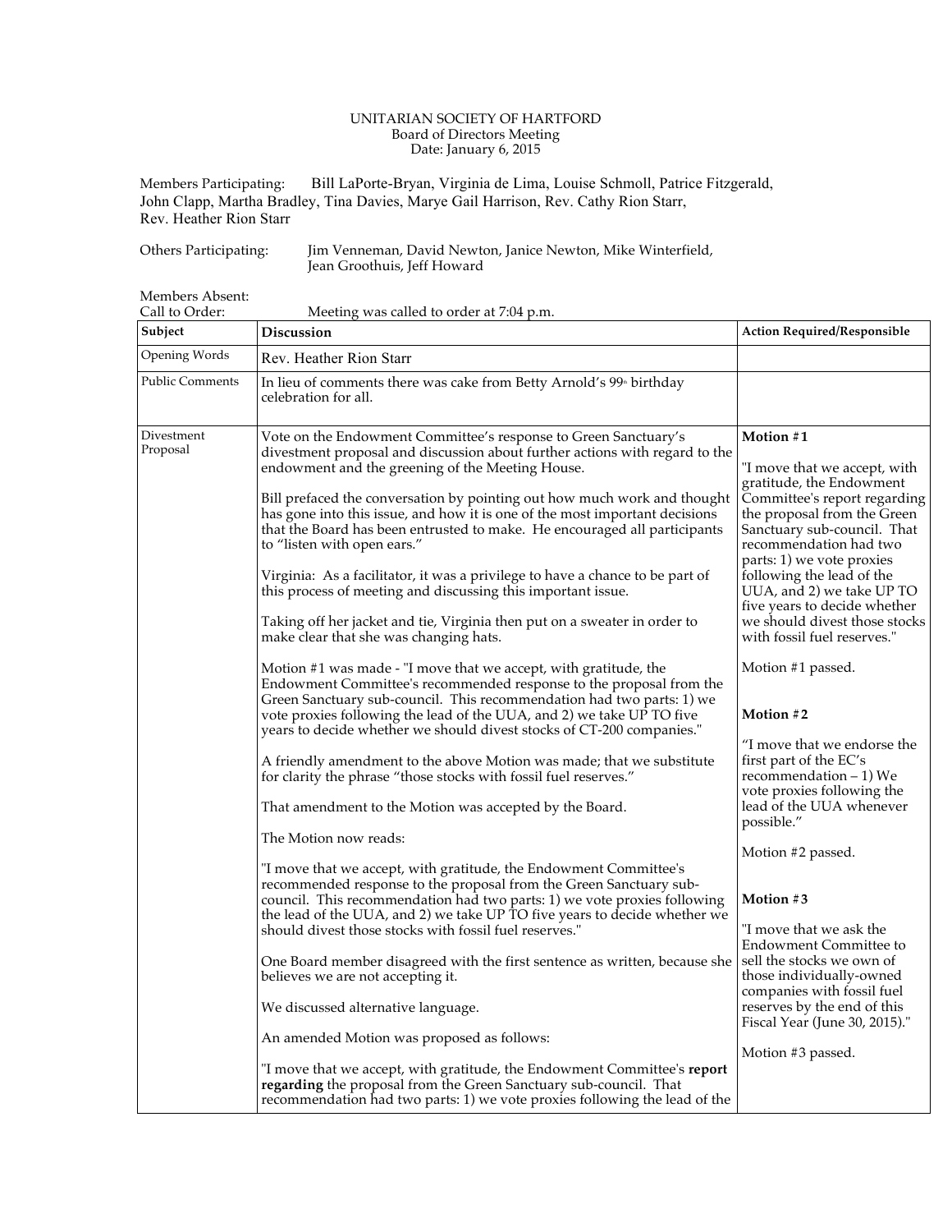UNITARIAN SOCIETY OF HARTFORD
Board of Directors Meeting
Date: January 6, 2015

Members Participating: Bill LaPorte-Bryan, Virginia de Lima, Louise Schmoll, Patrice Fitzgerald, John Clapp, Martha Bradley, Tina Davies, Marye Gail Harrison, Rev. Cathy Rion Starr, Rev. Heather Rion Starr

Others Participating: Jim Venneman, David Newton, Janice Newton, Mike Winterfield, Jean Groothuis, Jeff Howard

Members Absent:
Call to Order: Meeting was called to order at 7:04 p.m.

| Subject | Discussion | Action Required/Responsible |
|---|---|---|
| Opening Words | Rev. Heather Rion Starr | |
| Public Comments | In lieu of comments there was cake from Betty Arnold's 99th birthday celebration for all. | |
| Divestment Proposal | Vote on the Endowment Committee's response to Green Sanctuary's divestment proposal and discussion about further actions with regard to the endowment and the greening of the Meeting House.<br><br>Bill prefaced the conversation by pointing out how much work and thought has gone into this issue, and how it is one of the most important decisions that the Board has been entrusted to make. He encouraged all participants to "listen with open ears."<br><br>Virginia: As a facilitator, it was a privilege to have a chance to be part of this process of meeting and discussing this important issue.<br><br>Taking off her jacket and tie, Virginia then put on a sweater in order to make clear that she was changing hats.<br><br>Motion #1 was made - "I move that we accept, with gratitude, the Endowment Committee's recommended response to the proposal from the Green Sanctuary sub-council. This recommendation had two parts: 1) we vote proxies following the lead of the UUA, and 2) we take UP TO five years to decide whether we should divest stocks of CT-200 companies."<br><br>A friendly amendment to the above Motion was made; that we substitute for clarity the phrase "those stocks with fossil fuel reserves."<br><br>That amendment to the Motion was accepted by the Board.<br><br>The Motion now reads:<br><br>"I move that we accept, with gratitude, the Endowment Committee's recommended response to the proposal from the Green Sanctuary sub-council. This recommendation had two parts: 1) we vote proxies following the lead of the UUA, and 2) we take UP TO five years to decide whether we should divest those stocks with fossil fuel reserves."<br><br>One Board member disagreed with the first sentence as written, because she believes we are not accepting it.<br><br>We discussed alternative language.<br><br>An amended Motion was proposed as follows:<br><br>"I move that we accept, with gratitude, the Endowment Committee's **report regarding** the proposal from the Green Sanctuary sub-council. That recommendation had two parts: 1) we vote proxies following the lead of the | **Motion #1**<br><br>"I move that we accept, with gratitude, the Endowment Committee's report regarding the proposal from the Green Sanctuary sub-council. That recommendation had two parts: 1) we vote proxies following the lead of the UUA, and 2) we take UP TO five years to decide whether we should divest those stocks with fossil fuel reserves."<br><br>Motion #1 passed.<br><br>**Motion #2**<br><br>"I move that we endorse the first part of the EC's recommendation – 1) We vote proxies following the lead of the UUA whenever possible."<br><br>Motion #2 passed.<br><br>**Motion #3**<br><br>"I move that we ask the Endowment Committee to sell the stocks we own of those individually-owned companies with fossil fuel reserves by the end of this Fiscal Year (June 30, 2015)."<br><br>Motion #3 passed. |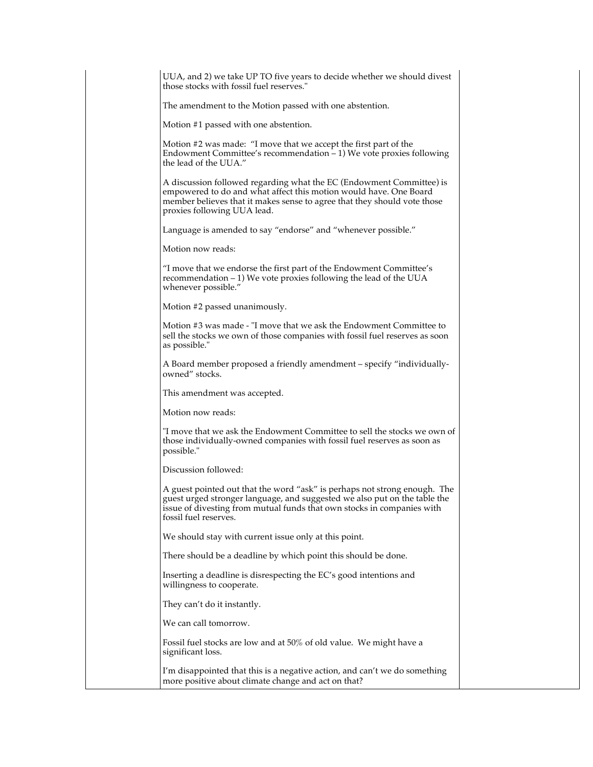UUA, and 2) we take UP TO five years to decide whether we should divest those stocks with fossil fuel reserves."

The amendment to the Motion passed with one abstention.

Motion #1 passed with one abstention.

Motion #2 was made: "I move that we accept the first part of the Endowment Committee's recommendation – 1) We vote proxies following the lead of the UUA."

A discussion followed regarding what the EC (Endowment Committee) is empowered to do and what affect this motion would have. One Board member believes that it makes sense to agree that they should vote those proxies following UUA lead.

Language is amended to say "endorse" and "whenever possible."

Motion now reads:

"I move that we endorse the first part of the Endowment Committee's recommendation – 1) We vote proxies following the lead of the UUA whenever possible."

Motion #2 passed unanimously.

Motion #3 was made - "I move that we ask the Endowment Committee to sell the stocks we own of those companies with fossil fuel reserves as soon as possible."

A Board member proposed a friendly amendment – specify "individually-owned" stocks.

This amendment was accepted.

Motion now reads:

"I move that we ask the Endowment Committee to sell the stocks we own of those individually-owned companies with fossil fuel reserves as soon as possible."

Discussion followed:

A guest pointed out that the word "ask" is perhaps not strong enough. The guest urged stronger language, and suggested we also put on the table the issue of divesting from mutual funds that own stocks in companies with fossil fuel reserves.

We should stay with current issue only at this point.

There should be a deadline by which point this should be done.

Inserting a deadline is disrespecting the EC's good intentions and willingness to cooperate.

They can't do it instantly.

We can call tomorrow.

Fossil fuel stocks are low and at 50% of old value. We might have a significant loss.

I'm disappointed that this is a negative action, and can't we do something more positive about climate change and act on that?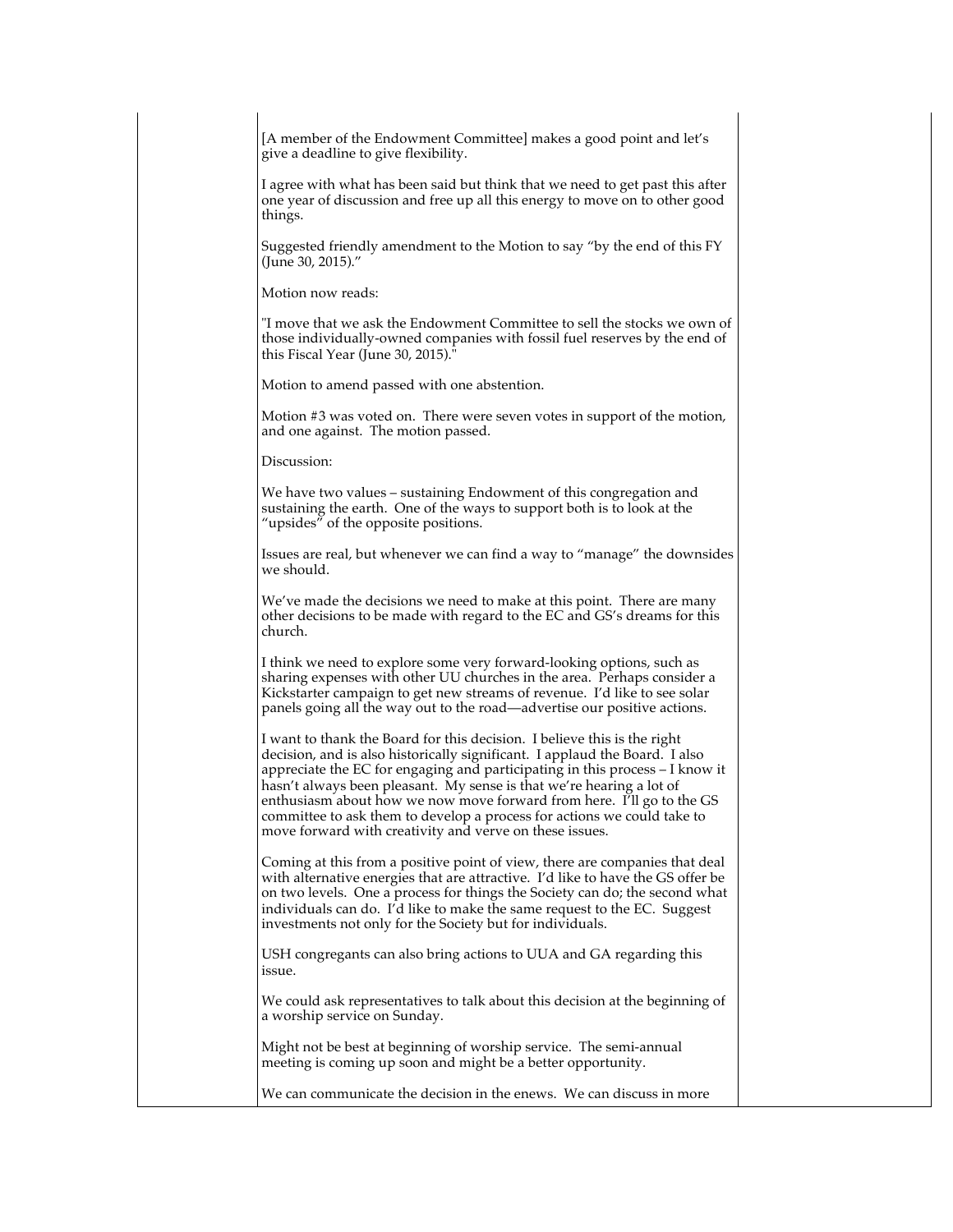[A member of the Endowment Committee] makes a good point and let's give a deadline to give flexibility.

I agree with what has been said but think that we need to get past this after one year of discussion and free up all this energy to move on to other good things.

Suggested friendly amendment to the Motion to say "by the end of this FY (June 30, 2015)."

Motion now reads:

"I move that we ask the Endowment Committee to sell the stocks we own of those individually-owned companies with fossil fuel reserves by the end of this Fiscal Year (June 30, 2015)."

Motion to amend passed with one abstention.

Motion #3 was voted on. There were seven votes in support of the motion, and one against. The motion passed.

Discussion:

We have two values – sustaining Endowment of this congregation and sustaining the earth. One of the ways to support both is to look at the "upsides" of the opposite positions.

Issues are real, but whenever we can find a way to "manage" the downsides we should.

We've made the decisions we need to make at this point. There are many other decisions to be made with regard to the EC and GS's dreams for this church.

I think we need to explore some very forward-looking options, such as sharing expenses with other UU churches in the area. Perhaps consider a Kickstarter campaign to get new streams of revenue. I'd like to see solar panels going all the way out to the road—advertise our positive actions.

I want to thank the Board for this decision. I believe this is the right decision, and is also historically significant. I applaud the Board. I also appreciate the EC for engaging and participating in this process – I know it hasn't always been pleasant. My sense is that we're hearing a lot of enthusiasm about how we now move forward from here. I'll go to the GS committee to ask them to develop a process for actions we could take to move forward with creativity and verve on these issues.

Coming at this from a positive point of view, there are companies that deal with alternative energies that are attractive. I'd like to have the GS offer be on two levels. One a process for things the Society can do; the second what individuals can do. I'd like to make the same request to the EC. Suggest investments not only for the Society but for individuals.

USH congregants can also bring actions to UUA and GA regarding this issue.

We could ask representatives to talk about this decision at the beginning of a worship service on Sunday.

Might not be best at beginning of worship service. The semi-annual meeting is coming up soon and might be a better opportunity.

We can communicate the decision in the enews. We can discuss in more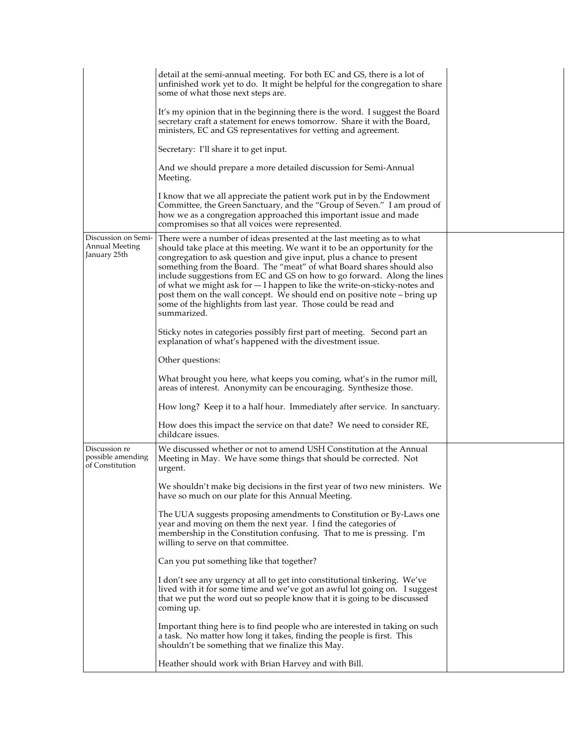| | | |
|---|---|---|
| | detail at the semi-annual meeting. For both EC and GS, there is a lot of unfinished work yet to do. It might be helpful for the congregation to share some of what those next steps are.<br><br>It's my opinion that in the beginning there is the word. I suggest the Board secretary craft a statement for enews tomorrow. Share it with the Board, ministers, EC and GS representatives for vetting and agreement.<br><br>Secretary: I'll share it to get input.<br><br>And we should prepare a more detailed discussion for Semi-Annual Meeting.<br><br>I know that we all appreciate the patient work put in by the Endowment Committee, the Green Sanctuary, and the "Group of Seven." I am proud of how we as a congregation approached this important issue and made compromises so that all voices were represented. | |
| Discussion on Semi-Annual Meeting January 25th | There were a number of ideas presented at the last meeting as to what should take place at this meeting. We want it to be an opportunity for the congregation to ask question and give input, plus a chance to present something from the Board. The "meat" of what Board shares should also include suggestions from EC and GS on how to go forward. Along the lines of what we might ask for –- I happen to like the write-on-sticky-notes and post them on the wall concept. We should end on positive note – bring up some of the highlights from last year. Those could be read and summarized.<br><br>Sticky notes in categories possibly first part of meeting. Second part an explanation of what's happened with the divestment issue.<br><br>Other questions:<br><br>What brought you here, what keeps you coming, what's in the rumor mill, areas of interest. Anonymity can be encouraging. Synthesize those.<br><br>How long? Keep it to a half hour. Immediately after service. In sanctuary.<br><br>How does this impact the service on that date? We need to consider RE, childcare issues. | |
| Discussion re possible amending of Constitution | We discussed whether or not to amend USH Constitution at the Annual Meeting in May. We have some things that should be corrected. Not urgent.<br><br>We shouldn't make big decisions in the first year of two new ministers. We have so much on our plate for this Annual Meeting.<br><br>The UUA suggests proposing amendments to Constitution or By-Laws one year and moving on them the next year. I find the categories of membership in the Constitution confusing. That to me is pressing. I'm willing to serve on that committee.<br><br>Can you put something like that together?<br><br>I don't see any urgency at all to get into constitutional tinkering. We've lived with it for some time and we've got an awful lot going on. I suggest that we put the word out so people know that it is going to be discussed coming up.<br><br>Important thing here is to find people who are interested in taking on such a task. No matter how long it takes, finding the people is first. This shouldn't be something that we finalize this May.<br><br>Heather should work with Brian Harvey and with Bill. | |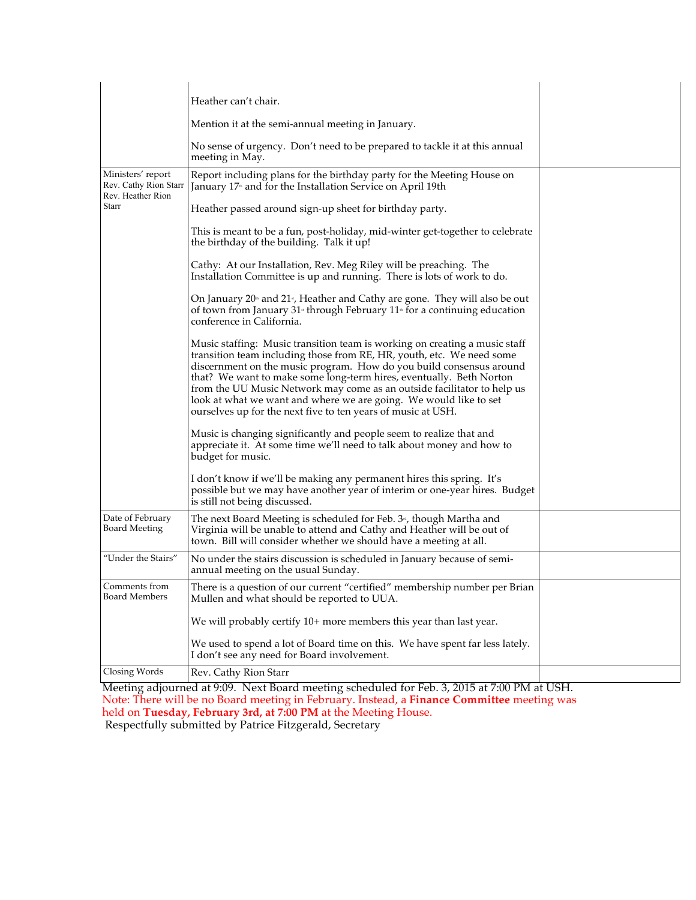| | | |
|---|---|---|
| | Heather can't chair.<br><br>Mention it at the semi-annual meeting in January.<br><br>No sense of urgency. Don't need to be prepared to tackle it at this annual meeting in May. | |
| Ministers' report<br>Rev. Cathy Rion Starr<br>Rev. Heather Rion Starr | Report including plans for the birthday party for the Meeting House on January 17th and for the Installation Service on April 19th<br><br>Heather passed around sign-up sheet for birthday party.<br><br>This is meant to be a fun, post-holiday, mid-winter get-together to celebrate the birthday of the building. Talk it up!<br><br>Cathy: At our Installation, Rev. Meg Riley will be preaching. The Installation Committee is up and running. There is lots of work to do.<br><br>On January 20th and 21st, Heather and Cathy are gone. They will also be out of town from January 31st through February 11th for a continuing education conference in California.<br><br>Music staffing: Music transition team is working on creating a music staff transition team including those from RE, HR, youth, etc. We need some discernment on the music program. How do you build consensus around that? We want to make some long-term hires, eventually. Beth Norton from the UU Music Network may come as an outside facilitator to help us look at what we want and where we are going. We would like to set ourselves up for the next five to ten years of music at USH.<br><br>Music is changing significantly and people seem to realize that and appreciate it. At some time we'll need to talk about money and how to budget for music.<br><br>I don't know if we'll be making any permanent hires this spring. It's possible but we may have another year of interim or one-year hires. Budget is still not being discussed. | |
| Date of February Board Meeting | The next Board Meeting is scheduled for Feb. 3rd, though Martha and Virginia will be unable to attend and Cathy and Heather will be out of town. Bill will consider whether we should have a meeting at all. | |
| "Under the Stairs" | No under the stairs discussion is scheduled in January because of semi-annual meeting on the usual Sunday. | |
| Comments from Board Members | There is a question of our current "certified" membership number per Brian Mullen and what should be reported to UUA.<br><br>We will probably certify 10+ more members this year than last year.<br><br>We used to spend a lot of Board time on this. We have spent far less lately. I don't see any need for Board involvement. | |
| Closing Words | Rev. Cathy Rion Starr | |

Meeting adjourned at 9:09. Next Board meeting scheduled for Feb. 3, 2015 at 7:00 PM at USH.
Note: There will be no Board meeting in February. Instead, a **Finance Committee** meeting was held on **Tuesday, February 3rd, at 7:00 PM** at the Meeting House.
Respectfully submitted by Patrice Fitzgerald, Secretary